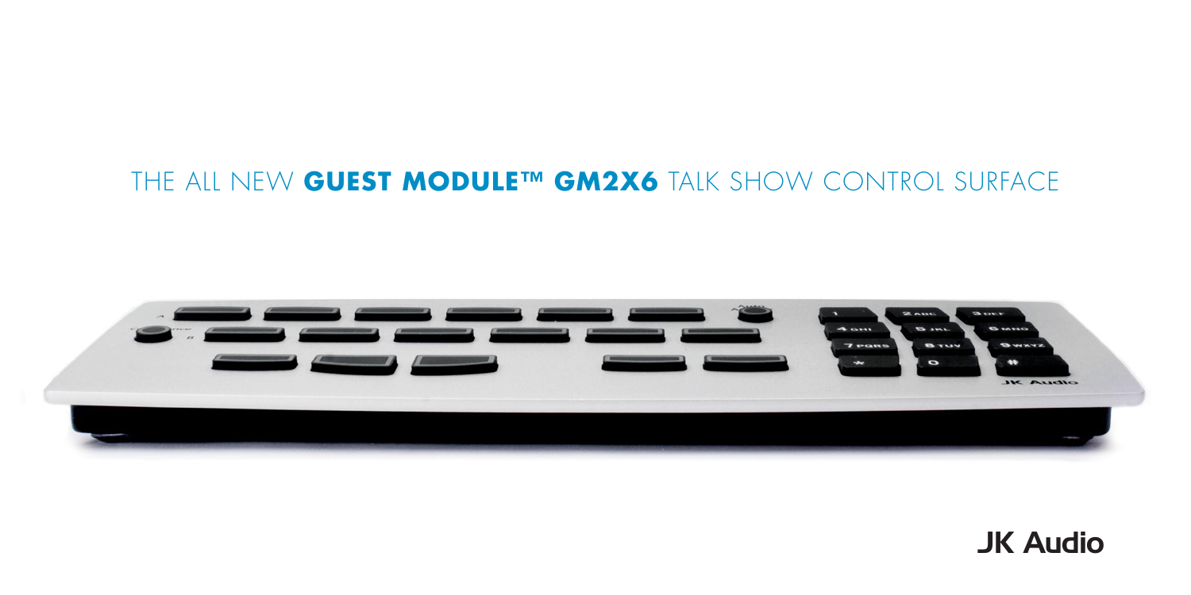# THE ALL NEW **GUEST MODULE™ GM2X6** TALK SHOW CONTROL SURFACE

JK Audio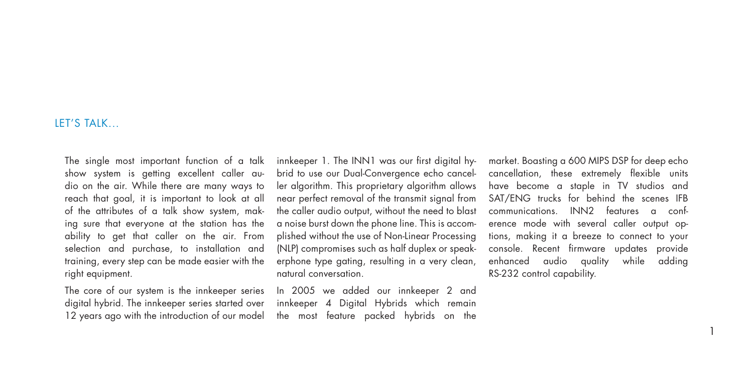## LET'S TALK…

The single most important function of a talk show system is getting excellent caller audio on the air. While there are many ways to reach that goal, it is important to look at all of the attributes of a talk show system, making sure that everyone at the station has the ability to get that caller on the air. From selection and purchase, to installation and training, every step can be made easier with the right equipment.

The core of our system is the innkeeper series digital hybrid. The innkeeper series started over 12 years ago with the introduction of our model innkeeper 1. The INN1 was our first digital hybrid to use our Dual-Convergence echo canceller algorithm. This proprietary algorithm allows near perfect removal of the transmit signal from the caller audio output, without the need to blast a noise burst down the phone line. This is accomplished without the use of Non-Linear Processing (NLP) compromises such as half duplex or speakerphone type gating, resulting in a very clean, natural conversation.

In 2005 we added our innkeeper 2 and innkeeper 4 Digital Hybrids which remain the most feature packed hybrids on the market. Boasting a 600 MIPS DSP for deep echo cancellation, these extremely flexible units have become a staple in TV studios and SAT/ENG trucks for behind the scenes IFB communications. INN2 features a conference mode with several caller output options, making it a breeze to connect to your console. Recent firmware updates provide enhanced audio quality while adding RS-232 control capability.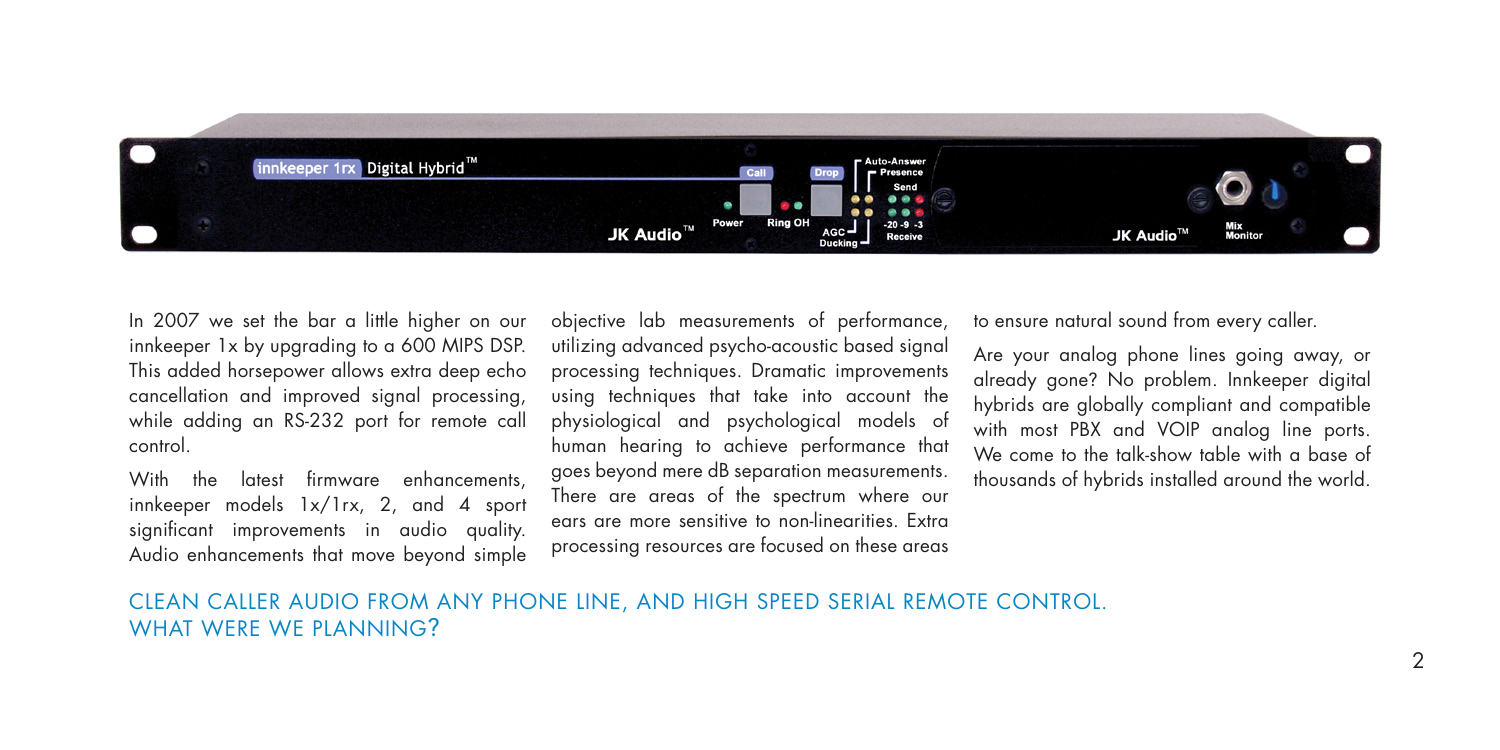In 2007 we set the bar a little higher on our innkeeper 1x by upgrading to a 600 MIPS DSP. This added horsepower allows extra deep echo cancellation and improved signal processing, while adding an RS-232 port for remote call control.

With the latest firmware enhancements, innkeeper models 1x/1rx, 2, and 4 sport significant improvements in audio quality. Audio enhancements that move beyond simple objective lab measurements of performance, utilizing advanced psycho-acoustic based signal processing techniques. Dramatic improvements using techniques that take into account the physiological and psychological models of human hearing to achieve performance that goes beyond mere dB separation measurements. There are areas of the spectrum where our ears are more sensitive to non-linearities. Extra processing resources are focused on these areas to ensure natural sound from every caller.

Are your analog phone lines going away, or already gone? No problem. Innkeeper digital hybrids are globally compliant and compatible with most PBX and VOIP analog line ports. We come to the talk-show table with a base of thousands of hybrids installed around the world.

CLEAN CALLER AUDIO FROM ANY PHONE LINE, AND HIGH SPEED SERIAL REMOTE CONTROL.
WHAT WERE WE PLANNING?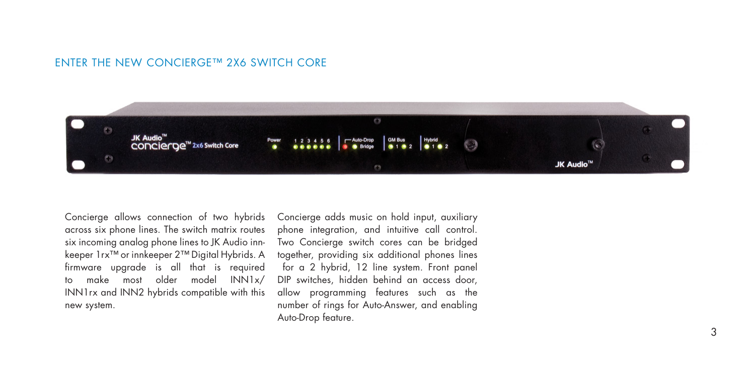## ENTER THE NEW CONCIERGE™ 2X6 SWITCH CORE

Concierge allows connection of two hybrids across six phone lines. The switch matrix routes six incoming analog phone lines to JK Audio innkeeper 1rx™ or innkeeper 2™ Digital Hybrids. A firmware upgrade is all that is required to make most older model INN1x/INN1rx and INN2 hybrids compatible with this new system.

Concierge adds music on hold input, auxiliary phone integration, and intuitive call control. Two Concierge switch cores can be bridged together, providing six additional phones lines for a 2 hybrid, 12 line system. Front panel DIP switches, hidden behind an access door, allow programming features such as the number of rings for Auto-Answer, and enabling Auto-Drop feature.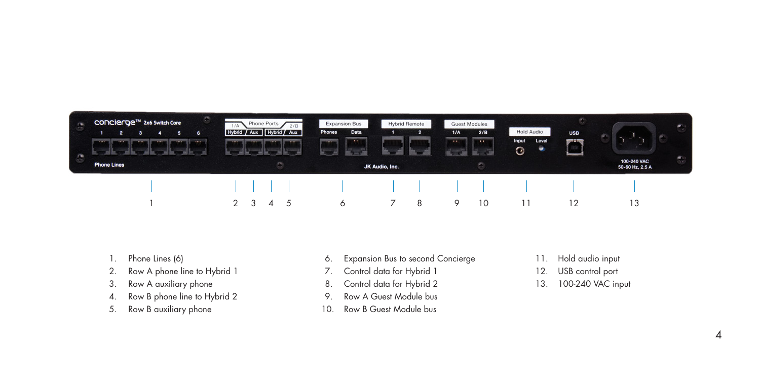1. Phone Lines (6)
2. Row A phone line to Hybrid 1
3. Row A auxiliary phone
4. Row B phone line to Hybrid 2
5. Row B auxiliary phone
6. Expansion Bus to second Concierge
7. Control data for Hybrid 1
8. Control data for Hybrid 2
9. Row A Guest Module bus
10. Row B Guest Module bus
11. Hold audio input
12. USB control port
13. 100-240 VAC input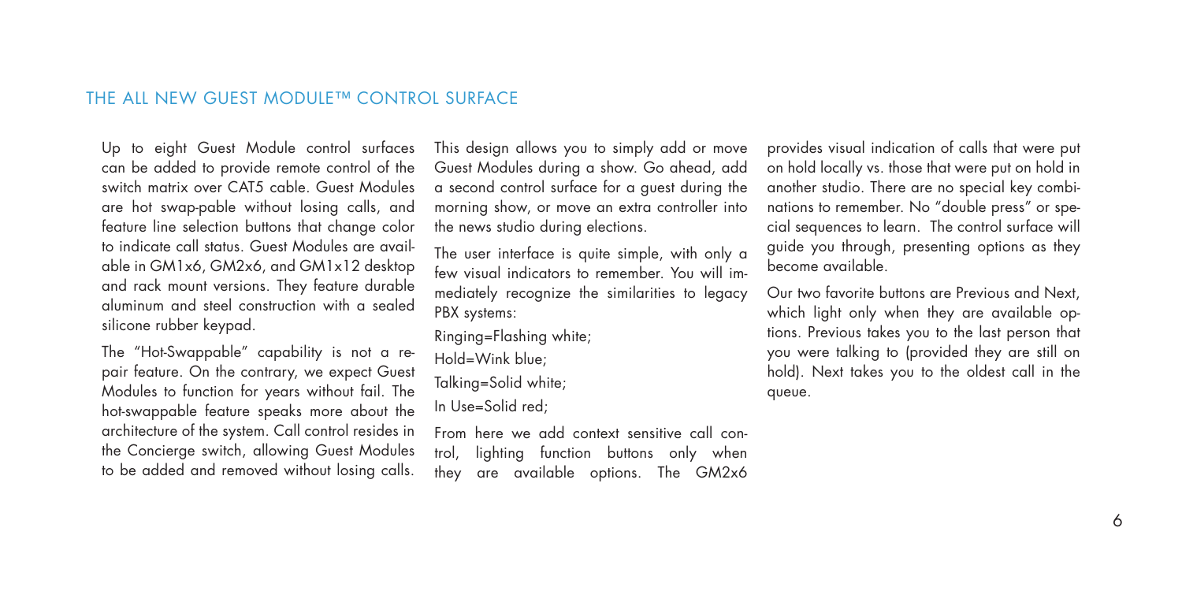## THE ALL NEW GUEST MODULE™ CONTROL SURFACE

Up to eight Guest Module control surfaces can be added to provide remote control of the switch matrix over CAT5 cable. Guest Modules are hot swap-pable without losing calls, and feature line selection buttons that change color to indicate call status. Guest Modules are available in GM1x6, GM2x6, and GM1x12 desktop and rack mount versions. They feature durable aluminum and steel construction with a sealed silicone rubber keypad.

The "Hot-Swappable" capability is not a repair feature. On the contrary, we expect Guest Modules to function for years without fail. The hot-swappable feature speaks more about the architecture of the system. Call control resides in the Concierge switch, allowing Guest Modules to be added and removed without losing calls. This design allows you to simply add or move Guest Modules during a show. Go ahead, add a second control surface for a guest during the morning show, or move an extra controller into the news studio during elections.

The user interface is quite simple, with only a few visual indicators to remember. You will immediately recognize the similarities to legacy PBX systems:

Ringing=Flashing white;

Hold=Wink blue;

Talking=Solid white;

In Use=Solid red;

From here we add context sensitive call control, lighting function buttons only when they are available options. The GM2x6 provides visual indication of calls that were put on hold locally vs. those that were put on hold in another studio. There are no special key combinations to remember. No "double press" or special sequences to learn. The control surface will guide you through, presenting options as they become available.

Our two favorite buttons are Previous and Next, which light only when they are available options. Previous takes you to the last person that you were talking to (provided they are still on hold). Next takes you to the oldest call in the queue.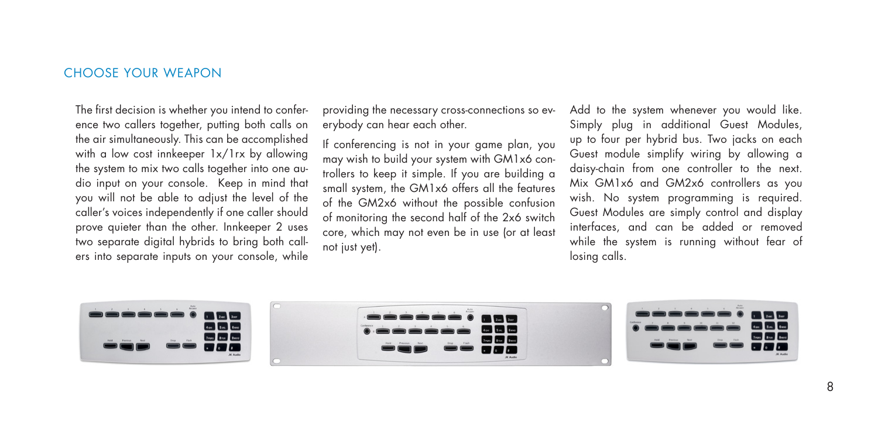## CHOOSE YOUR WEAPON

The first decision is whether you intend to conference two callers together, putting both calls on the air simultaneously. This can be accomplished with a low cost innkeeper 1x/1rx by allowing the system to mix two calls together into one audio input on your console. Keep in mind that you will not be able to adjust the level of the caller's voices independently if one caller should prove quieter than the other. Innkeeper 2 uses two separate digital hybrids to bring both callers into separate inputs on your console, while providing the necessary cross-connections so everybody can hear each other.

If conferencing is not in your game plan, you may wish to build your system with GM1x6 controllers to keep it simple. If you are building a small system, the GM1x6 offers all the features of the GM2x6 without the possible confusion of monitoring the second half of the 2x6 switch core, which may not even be in use (or at least not just yet).

Add to the system whenever you would like. Simply plug in additional Guest Modules, up to four per hybrid bus. Two jacks on each Guest module simplify wiring by allowing a daisy-chain from one controller to the next. Mix GM1x6 and GM2x6 controllers as you wish. No system programming is required. Guest Modules are simply control and display interfaces, and can be added or removed while the system is running without fear of losing calls.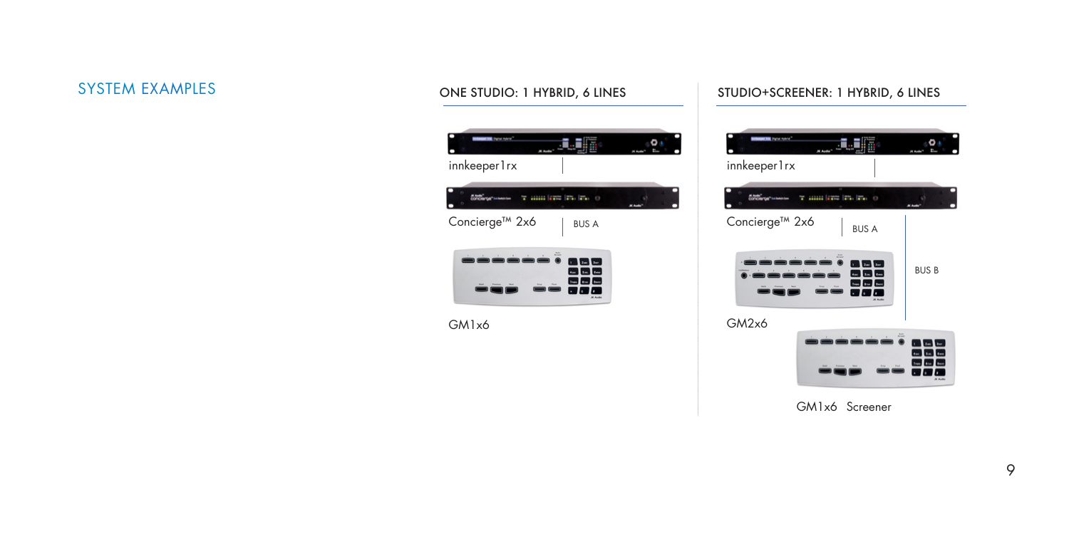## SYSTEM EXAMPLES

### ONE STUDIO: 1 HYBRID, 6 LINES

innkeeper1rx

Concierge™ 2x6

BUS A

GM1x6

### STUDIO+SCREENER: 1 HYBRID, 6 LINES

innkeeper1rx

Concierge™ 2x6

BUS A

BUS B

GM2x6

GM1x6 Screener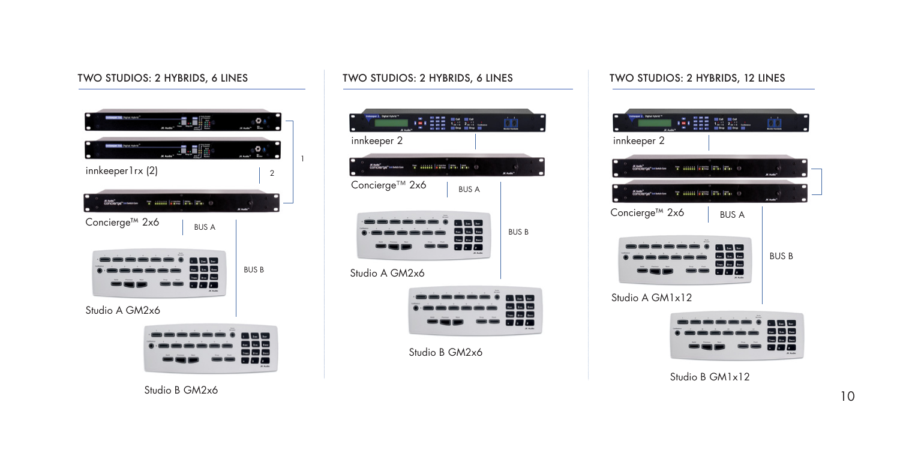## TWO STUDIOS: 2 HYBRIDS, 6 LINES

innkeeper1rx (2)

1

2

Concierge™ 2x6

BUS A

BUS B

Studio A GM2x6

Studio B GM2x6

## TWO STUDIOS: 2 HYBRIDS, 6 LINES

innkeeper 2

Concierge™ 2x6

BUS A

BUS B

Studio A GM2x6

Studio B GM2x6

## TWO STUDIOS: 2 HYBRIDS, 12 LINES

innkeeper 2

Concierge™ 2x6

BUS A

BUS B

Studio A GM1x12

Studio B GM1x12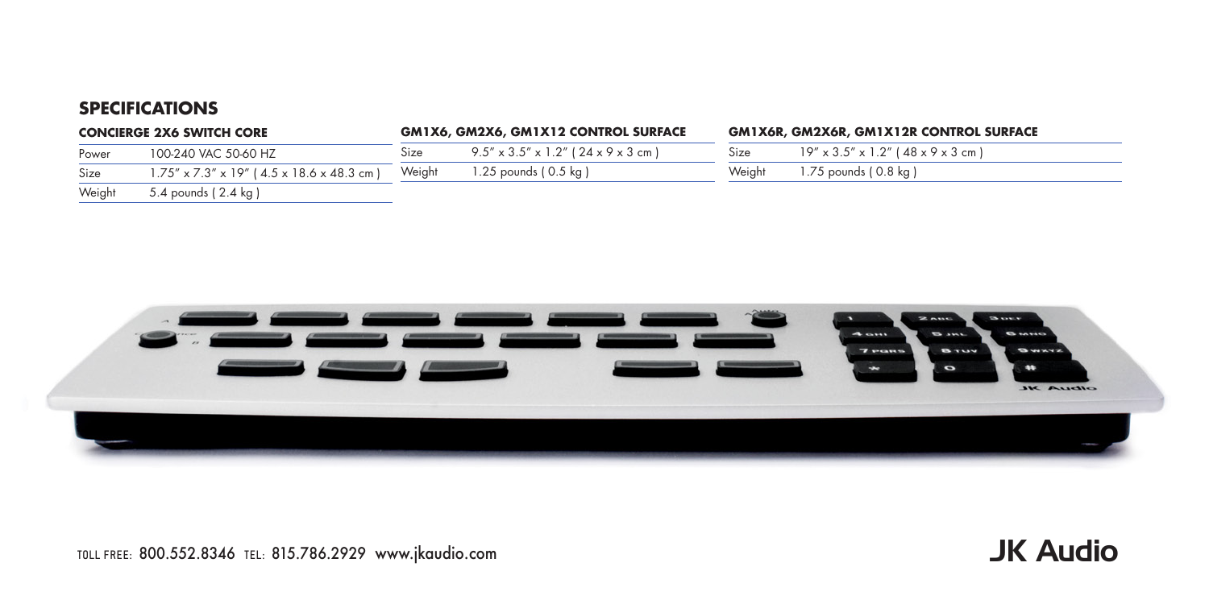## SPECIFICATIONS

### CONCIERGE 2X6 SWITCH CORE

| | |
|---|---|
| Power | 100-240 VAC 50-60 HZ |
| Size | 1.75″ x 7.3″ x 19″ ( 4.5 x 18.6 x 48.3 cm ) |
| Weight | 5.4 pounds ( 2.4 kg ) |

### GM1X6, GM2X6, GM1X12 CONTROL SURFACE

| | |
|---|---|
| Size | 9.5″ x 3.5″ x 1.2″ ( 24 x 9 x 3 cm ) |
| Weight | 1.25 pounds ( 0.5 kg ) |

### GM1X6R, GM2X6R, GM1X12R CONTROL SURFACE

| | |
|---|---|
| Size | 19″ x 3.5″ x 1.2″ ( 48 x 9 x 3 cm ) |
| Weight | 1.75 pounds ( 0.8 kg ) |

TOLL FREE: 800.552.8346 TEL: 815.786.2929 www.jkaudio.com

JK Audio